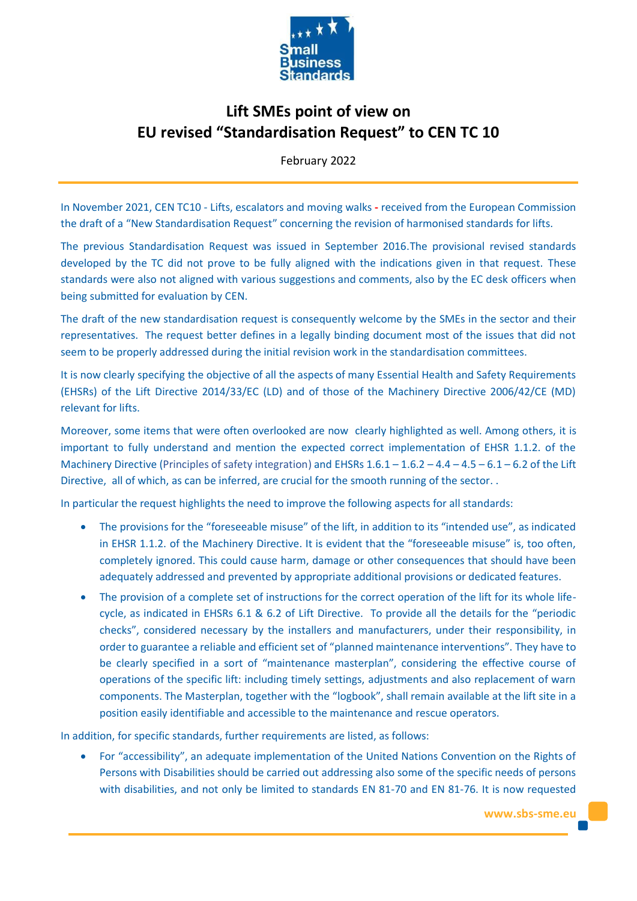# Lift SMEs point of view on EU revised "Standardisation Request" to CEN TC 10

February 2022

In November 2021, CEN TC10 - Lifts, escalators and moving walks - received from the European Commission the draft of a "New Standardisation Request" concerning the revision of harmonised standards for lifts.

The previous Standardisation Request was issued in September 2016.The provisional revised standards developed by the TC did not prove to be fully aligned with the indications given in that request. These standards were also not aligned with various suggestions and comments, also by the EC desk officers when being submitted for evaluation by CEN.

The draft of the new standardisation request is consequently welcome by the SMEs in the sector and their representatives. The request better defines in a legally binding document most of the issues that did not seem to be properly addressed during the initial revision work in the standardisation committees.

It is now clearly specifying the objective of all the aspects of many Essential Health and Safety Requirements (EHSRs) of the Lift Directive 2014/33/EC (LD) and of those of the Machinery Directive 2006/42/CE (MD) relevant for lifts.

Moreover, some items that were often overlooked are now clearly highlighted as well. Among others, it is important to fully understand and mention the expected correct implementation of EHSR 1.1.2. of the Machinery Directive (Principles of safety integration) and EHSRs 1.6.1 – 1.6.2 – 4.4 – 4.5 – 6.1 – 6.2 of the Lift Directive, all of which, as can be inferred, are crucial for the smooth running of the sector. .

In particular the request highlights the need to improve the following aspects for all standards:

- The provisions for the "foreseeable misuse" of the lift, in addition to its "intended use", as indicated in EHSR 1.1.2. of the Machinery Directive. It is evident that the "foreseeable misuse" is, too often, completely ignored. This could cause harm, damage or other consequences that should have been adequately addressed and prevented by appropriate additional provisions or dedicated features.
- The provision of a complete set of instructions for the correct operation of the lift for its whole life-cycle, as indicated in EHSRs 6.1 & 6.2 of Lift Directive. To provide all the details for the "periodic checks", considered necessary by the installers and manufacturers, under their responsibility, in order to guarantee a reliable and efficient set of "planned maintenance interventions". They have to be clearly specified in a sort of "maintenance masterplan", considering the effective course of operations of the specific lift: including timely settings, adjustments and also replacement of warn components. The Masterplan, together with the "logbook", shall remain available at the lift site in a position easily identifiable and accessible to the maintenance and rescue operators.

In addition, for specific standards, further requirements are listed, as follows:

- For "accessibility", an adequate implementation of the United Nations Convention on the Rights of Persons with Disabilities should be carried out addressing also some of the specific needs of persons with disabilities, and not only be limited to standards EN 81-70 and EN 81-76. It is now requested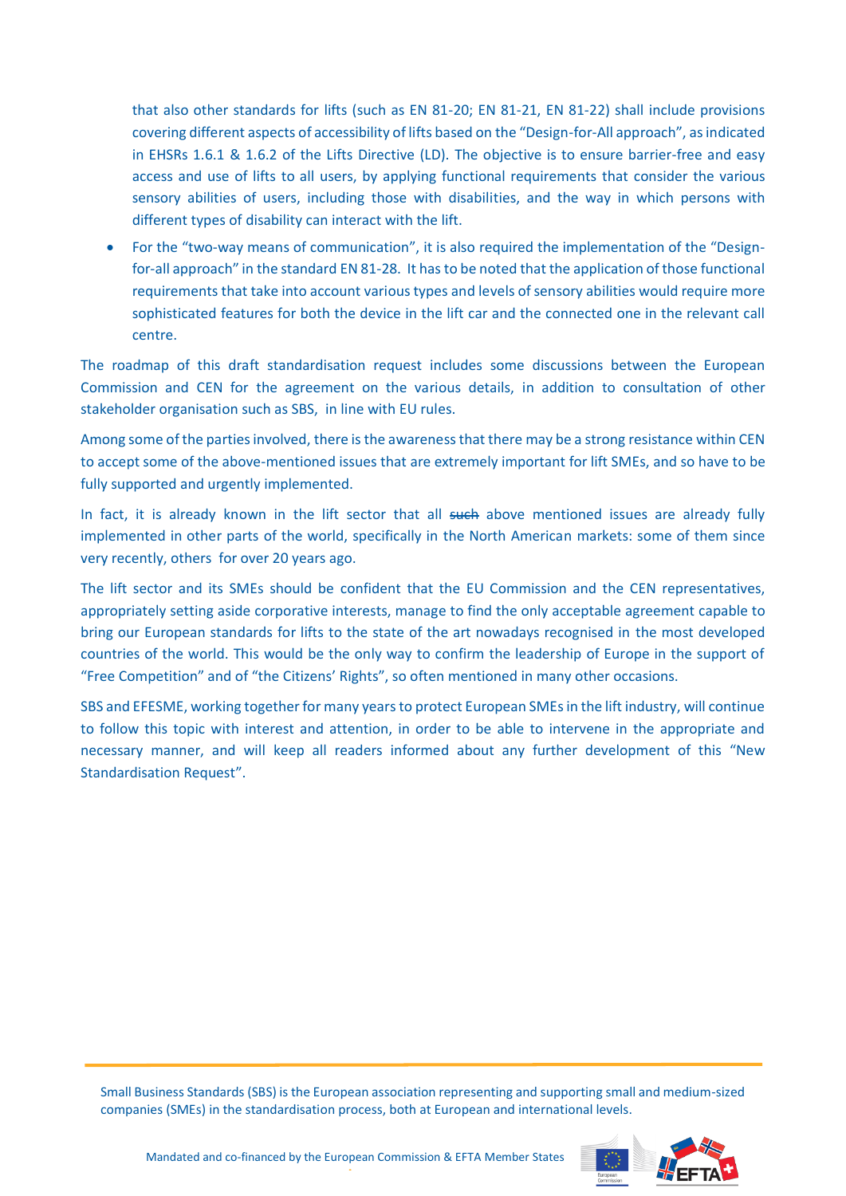that also other standards for lifts (such as EN 81-20; EN 81-21, EN 81-22) shall include provisions covering different aspects of accessibility of lifts based on the "Design-for-All approach", as indicated in EHSRs 1.6.1 & 1.6.2 of the Lifts Directive (LD). The objective is to ensure barrier-free and easy access and use of lifts to all users, by applying functional requirements that consider the various sensory abilities of users, including those with disabilities, and the way in which persons with different types of disability can interact with the lift.

- For the "two-way means of communication", it is also required the implementation of the "Design-for-all approach" in the standard EN 81-28. It has to be noted that the application of those functional requirements that take into account various types and levels of sensory abilities would require more sophisticated features for both the device in the lift car and the connected one in the relevant call centre.

The roadmap of this draft standardisation request includes some discussions between the European Commission and CEN for the agreement on the various details, in addition to consultation of other stakeholder organisation such as SBS, in line with EU rules.

Among some of the parties involved, there is the awareness that there may be a strong resistance within CEN to accept some of the above-mentioned issues that are extremely important for lift SMEs, and so have to be fully supported and urgently implemented.

In fact, it is already known in the lift sector that all ~~such~~ above mentioned issues are already fully implemented in other parts of the world, specifically in the North American markets: some of them since very recently, others for over 20 years ago.

The lift sector and its SMEs should be confident that the EU Commission and the CEN representatives, appropriately setting aside corporative interests, manage to find the only acceptable agreement capable to bring our European standards for lifts to the state of the art nowadays recognised in the most developed countries of the world. This would be the only way to confirm the leadership of Europe in the support of "Free Competition" and of "the Citizens' Rights", so often mentioned in many other occasions.

SBS and EFESME, working together for many years to protect European SMEs in the lift industry, will continue to follow this topic with interest and attention, in order to be able to intervene in the appropriate and necessary manner, and will keep all readers informed about any further development of this "New Standardisation Request".

Small Business Standards (SBS) is the European association representing and supporting small and medium-sized companies (SMEs) in the standardisation process, both at European and international levels.

Mandated and co-financed by the European Commission & EFTA Member States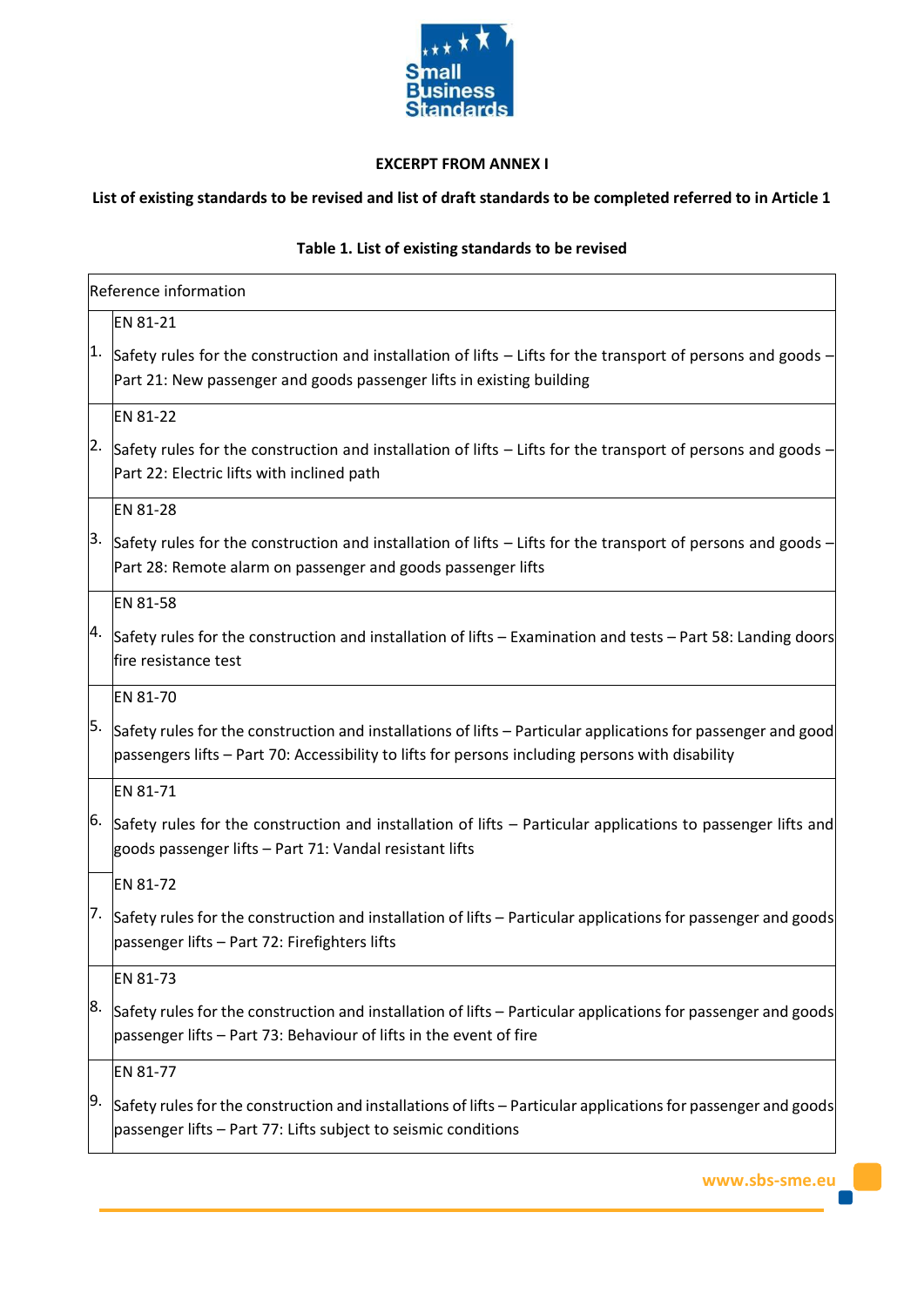**EXCERPT FROM ANNEX I**

**List of existing standards to be revised and list of draft standards to be completed referred to in Article 1**

**Table 1. List of existing standards to be revised**

| | Reference information |
|---|---|
| 1. | EN 81-21<br><br>Safety rules for the construction and installation of lifts – Lifts for the transport of persons and goods – Part 21: New passenger and goods passenger lifts in existing building |
| 2. | EN 81-22<br><br>Safety rules for the construction and installation of lifts – Lifts for the transport of persons and goods – Part 22: Electric lifts with inclined path |
| 3. | EN 81-28<br><br>Safety rules for the construction and installation of lifts – Lifts for the transport of persons and goods – Part 28: Remote alarm on passenger and goods passenger lifts |
| 4. | EN 81-58<br><br>Safety rules for the construction and installation of lifts – Examination and tests – Part 58: Landing doors fire resistance test |
| 5. | EN 81-70<br><br>Safety rules for the construction and installations of lifts – Particular applications for passenger and good passengers lifts – Part 70: Accessibility to lifts for persons including persons with disability |
| 6. | EN 81-71<br><br>Safety rules for the construction and installation of lifts – Particular applications to passenger lifts and goods passenger lifts – Part 71: Vandal resistant lifts |
| 7. | EN 81-72<br><br>Safety rules for the construction and installation of lifts – Particular applications for passenger and goods passenger lifts – Part 72: Firefighters lifts |
| 8. | EN 81-73<br><br>Safety rules for the construction and installation of lifts – Particular applications for passenger and goods passenger lifts – Part 73: Behaviour of lifts in the event of fire |
| 9. | EN 81-77<br><br>Safety rules for the construction and installations of lifts – Particular applications for passenger and goods passenger lifts – Part 77: Lifts subject to seismic conditions |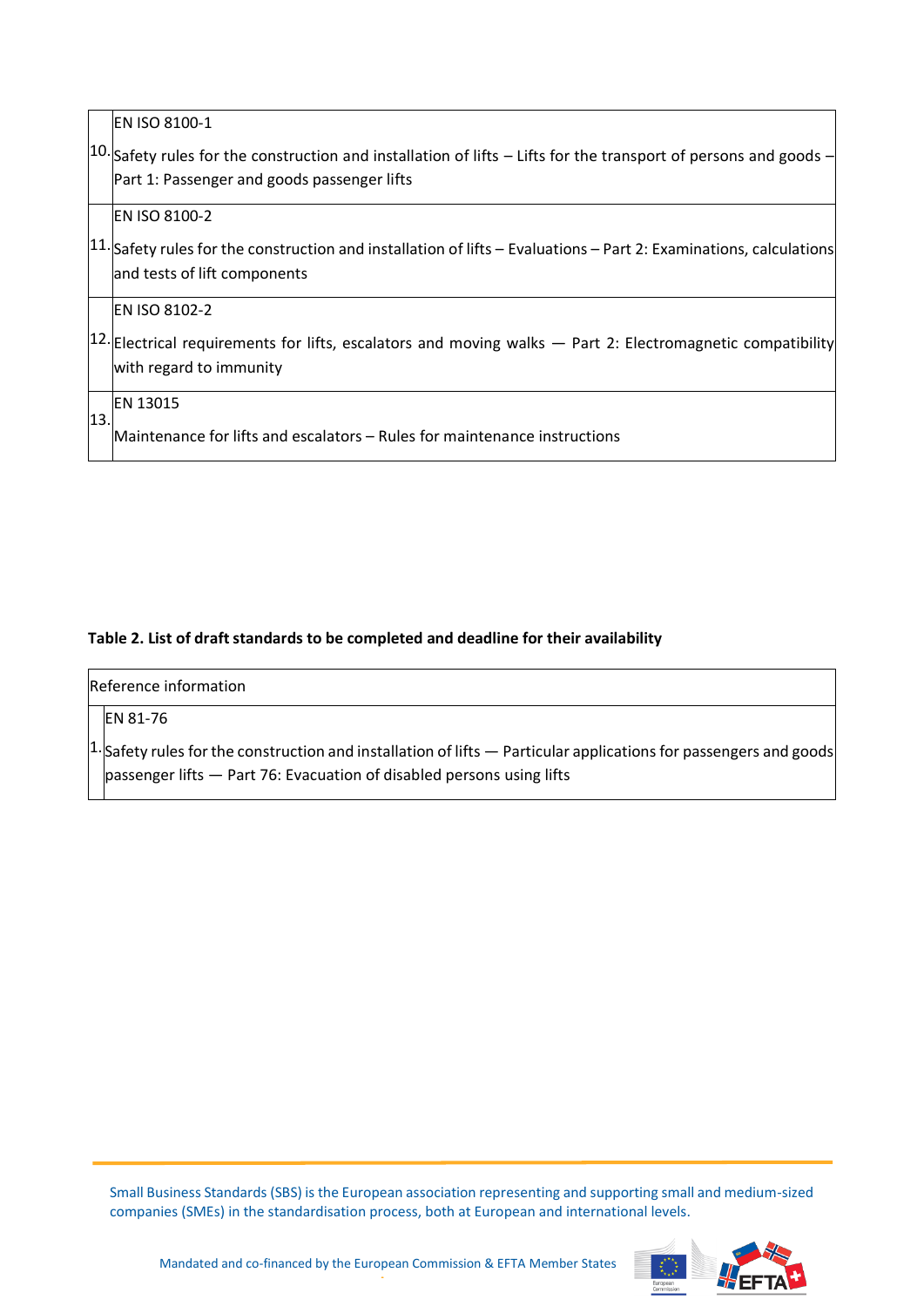| | |
|---|---|
| 10. | EN ISO 8100-1<br><br>Safety rules for the construction and installation of lifts – Lifts for the transport of persons and goods – Part 1: Passenger and goods passenger lifts |
| 11. | EN ISO 8100-2<br><br>Safety rules for the construction and installation of lifts – Evaluations – Part 2: Examinations, calculations and tests of lift components |
| 12. | EN ISO 8102-2<br><br>Electrical requirements for lifts, escalators and moving walks — Part 2: Electromagnetic compatibility with regard to immunity |
| 13. | EN 13015<br><br>Maintenance for lifts and escalators – Rules for maintenance instructions |

**Table 2. List of draft standards to be completed and deadline for their availability**

| Reference information | |
|---|---|
| 1. | EN 81-76<br><br>Safety rules for the construction and installation of lifts — Particular applications for passengers and goods passenger lifts — Part 76: Evacuation of disabled persons using lifts |

Small Business Standards (SBS) is the European association representing and supporting small and medium-sized companies (SMEs) in the standardisation process, both at European and international levels.

Mandated and co-financed by the European Commission & EFTA Member States